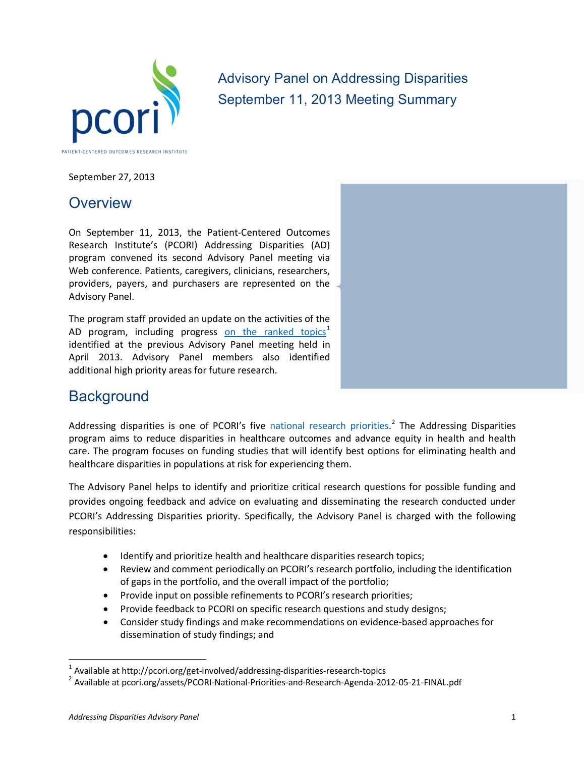# Advisory Panel on Addressing Disparities September 11, 2013 Meeting Summary

September 27, 2013

## Overview

On September 11, 2013, the Patient-Centered Outcomes Research Institute's (PCORI) Addressing Disparities (AD) program convened its second Advisory Panel meeting via Web conference. Patients, caregivers, clinicians, researchers, providers, payers, and purchasers are represented on the Advisory Panel.

The program staff provided an update on the activities of the AD program, including progress on the ranked topics[1] identified at the previous Advisory Panel meeting held in April 2013. Advisory Panel members also identified additional high priority areas for future research.

## Background

Addressing disparities is one of PCORI's five national research priorities.[2] The Addressing Disparities program aims to reduce disparities in healthcare outcomes and advance equity in health and health care. The program focuses on funding studies that will identify best options for eliminating health and healthcare disparities in populations at risk for experiencing them.

The Advisory Panel helps to identify and prioritize critical research questions for possible funding and provides ongoing feedback and advice on evaluating and disseminating the research conducted under PCORI's Addressing Disparities priority. Specifically, the Advisory Panel is charged with the following responsibilities:

- Identify and prioritize health and healthcare disparities research topics;
- Review and comment periodically on PCORI's research portfolio, including the identification of gaps in the portfolio, and the overall impact of the portfolio;
- Provide input on possible refinements to PCORI's research priorities;
- Provide feedback to PCORI on specific research questions and study designs;
- Consider study findings and make recommendations on evidence-based approaches for dissemination of study findings; and

---

[1] Available at http://pcori.org/get-involved/addressing-disparities-research-topics

[2] Available at pcori.org/assets/PCORI-National-Priorities-and-Research-Agenda-2012-05-21-FINAL.pdf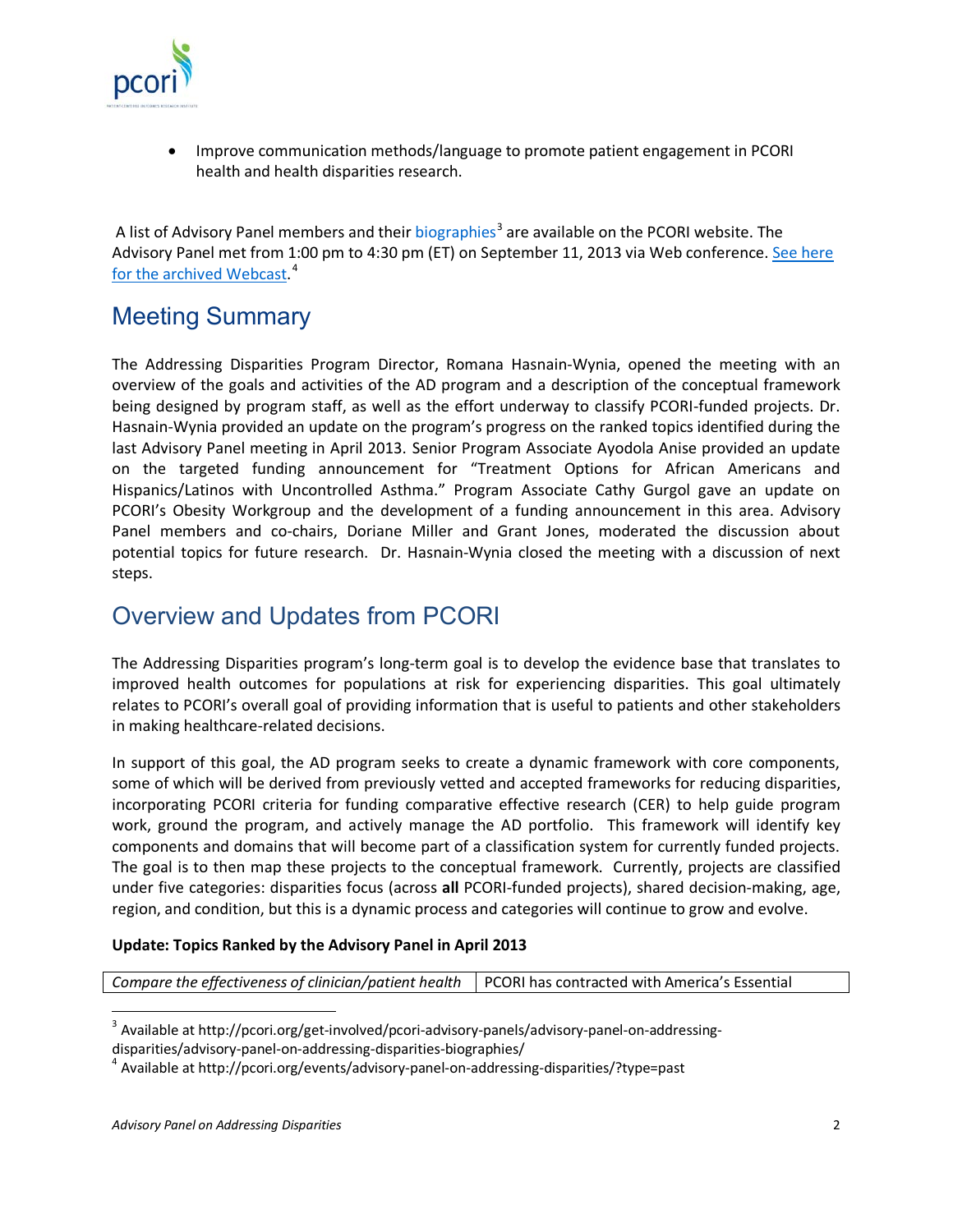- Improve communication methods/language to promote patient engagement in PCORI health and health disparities research.

A list of Advisory Panel members and their biographies[3] are available on the PCORI website. The Advisory Panel met from 1:00 pm to 4:30 pm (ET) on September 11, 2013 via Web conference. See here for the archived Webcast.[4]

## Meeting Summary

The Addressing Disparities Program Director, Romana Hasnain-Wynia, opened the meeting with an overview of the goals and activities of the AD program and a description of the conceptual framework being designed by program staff, as well as the effort underway to classify PCORI-funded projects. Dr. Hasnain-Wynia provided an update on the program's progress on the ranked topics identified during the last Advisory Panel meeting in April 2013. Senior Program Associate Ayodola Anise provided an update on the targeted funding announcement for "Treatment Options for African Americans and Hispanics/Latinos with Uncontrolled Asthma." Program Associate Cathy Gurgol gave an update on PCORI's Obesity Workgroup and the development of a funding announcement in this area. Advisory Panel members and co-chairs, Doriane Miller and Grant Jones, moderated the discussion about potential topics for future research. Dr. Hasnain-Wynia closed the meeting with a discussion of next steps.

## Overview and Updates from PCORI

The Addressing Disparities program's long-term goal is to develop the evidence base that translates to improved health outcomes for populations at risk for experiencing disparities. This goal ultimately relates to PCORI's overall goal of providing information that is useful to patients and other stakeholders in making healthcare-related decisions.

In support of this goal, the AD program seeks to create a dynamic framework with core components, some of which will be derived from previously vetted and accepted frameworks for reducing disparities, incorporating PCORI criteria for funding comparative effective research (CER) to help guide program work, ground the program, and actively manage the AD portfolio. This framework will identify key components and domains that will become part of a classification system for currently funded projects. The goal is to then map these projects to the conceptual framework. Currently, projects are classified under five categories: disparities focus (across **all** PCORI-funded projects), shared decision-making, age, region, and condition, but this is a dynamic process and categories will continue to grow and evolve.

**Update: Topics Ranked by the Advisory Panel in April 2013**

| | |
|---|---|
| *Compare the effectiveness of clinician/patient health* | PCORI has contracted with America's Essential |

[3] Available at http://pcori.org/get-involved/pcori-advisory-panels/advisory-panel-on-addressing-disparities/advisory-panel-on-addressing-disparities-biographies/

[4] Available at http://pcori.org/events/advisory-panel-on-addressing-disparities/?type=past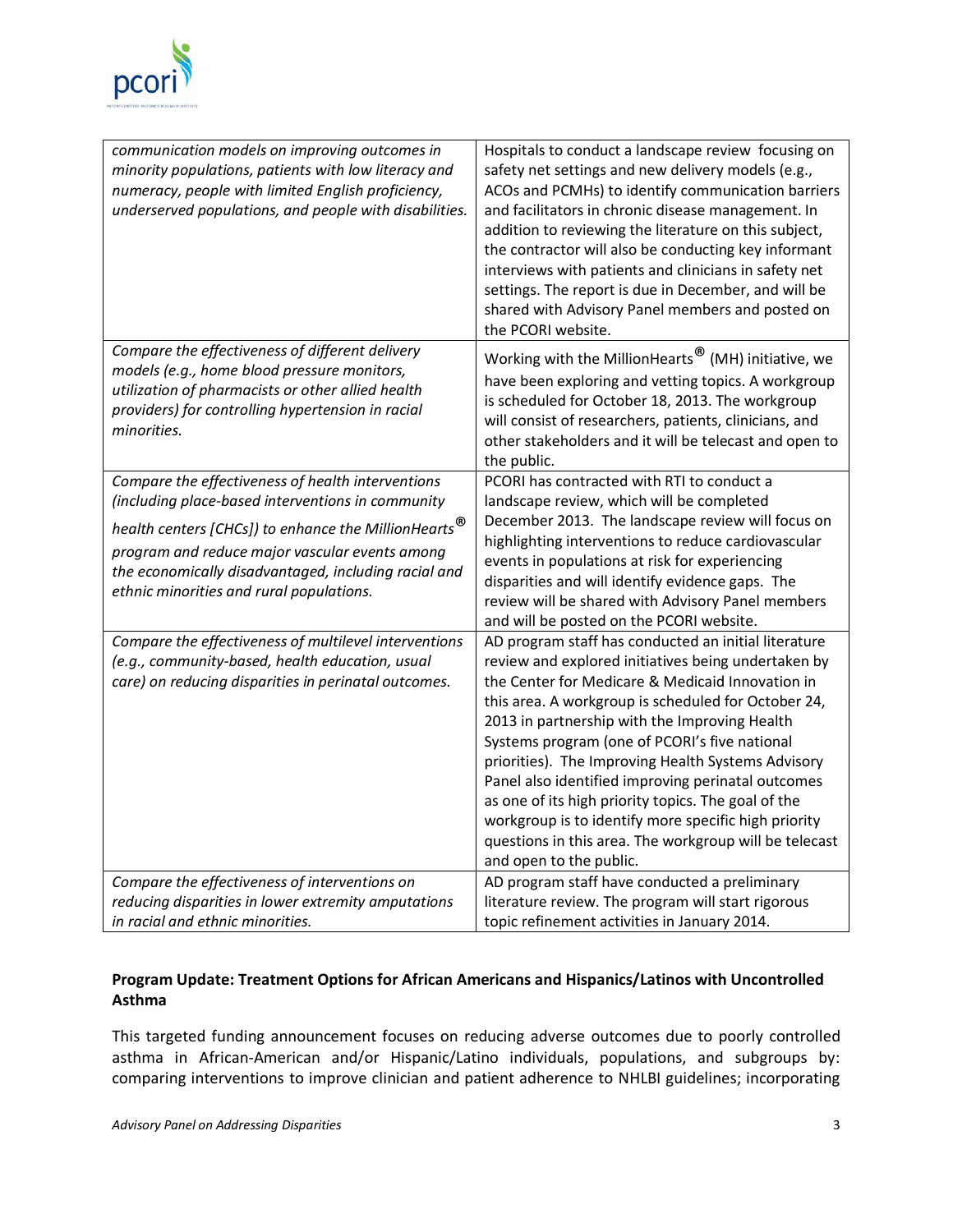| | |
|---|---|
| *communication models on improving outcomes in minority populations, patients with low literacy and numeracy, people with limited English proficiency, underserved populations, and people with disabilities.* | Hospitals to conduct a landscape review focusing on safety net settings and new delivery models (e.g., ACOs and PCMHs) to identify communication barriers and facilitators in chronic disease management. In addition to reviewing the literature on this subject, the contractor will also be conducting key informant interviews with patients and clinicians in safety net settings. The report is due in December, and will be shared with Advisory Panel members and posted on the PCORI website. |
| *Compare the effectiveness of different delivery models (e.g., home blood pressure monitors, utilization of pharmacists or other allied health providers) for controlling hypertension in racial minorities.* | Working with the MillionHearts® (MH) initiative, we have been exploring and vetting topics. A workgroup is scheduled for October 18, 2013. The workgroup will consist of researchers, patients, clinicians, and other stakeholders and it will be telecast and open to the public. |
| *Compare the effectiveness of health interventions (including place-based interventions in community health centers [CHCs]) to enhance the MillionHearts® program and reduce major vascular events among the economically disadvantaged, including racial and ethnic minorities and rural populations.* | PCORI has contracted with RTI to conduct a landscape review, which will be completed December 2013. The landscape review will focus on highlighting interventions to reduce cardiovascular events in populations at risk for experiencing disparities and will identify evidence gaps. The review will be shared with Advisory Panel members and will be posted on the PCORI website. |
| *Compare the effectiveness of multilevel interventions (e.g., community-based, health education, usual care) on reducing disparities in perinatal outcomes.* | AD program staff has conducted an initial literature review and explored initiatives being undertaken by the Center for Medicare & Medicaid Innovation in this area. A workgroup is scheduled for October 24, 2013 in partnership with the Improving Health Systems program (one of PCORI's five national priorities). The Improving Health Systems Advisory Panel also identified improving perinatal outcomes as one of its high priority topics. The goal of the workgroup is to identify more specific high priority questions in this area. The workgroup will be telecast and open to the public. |
| *Compare the effectiveness of interventions on reducing disparities in lower extremity amputations in racial and ethnic minorities.* | AD program staff have conducted a preliminary literature review. The program will start rigorous topic refinement activities in January 2014. |

**Program Update: Treatment Options for African Americans and Hispanics/Latinos with Uncontrolled Asthma**

This targeted funding announcement focuses on reducing adverse outcomes due to poorly controlled asthma in African-American and/or Hispanic/Latino individuals, populations, and subgroups by: comparing interventions to improve clinician and patient adherence to NHLBI guidelines; incorporating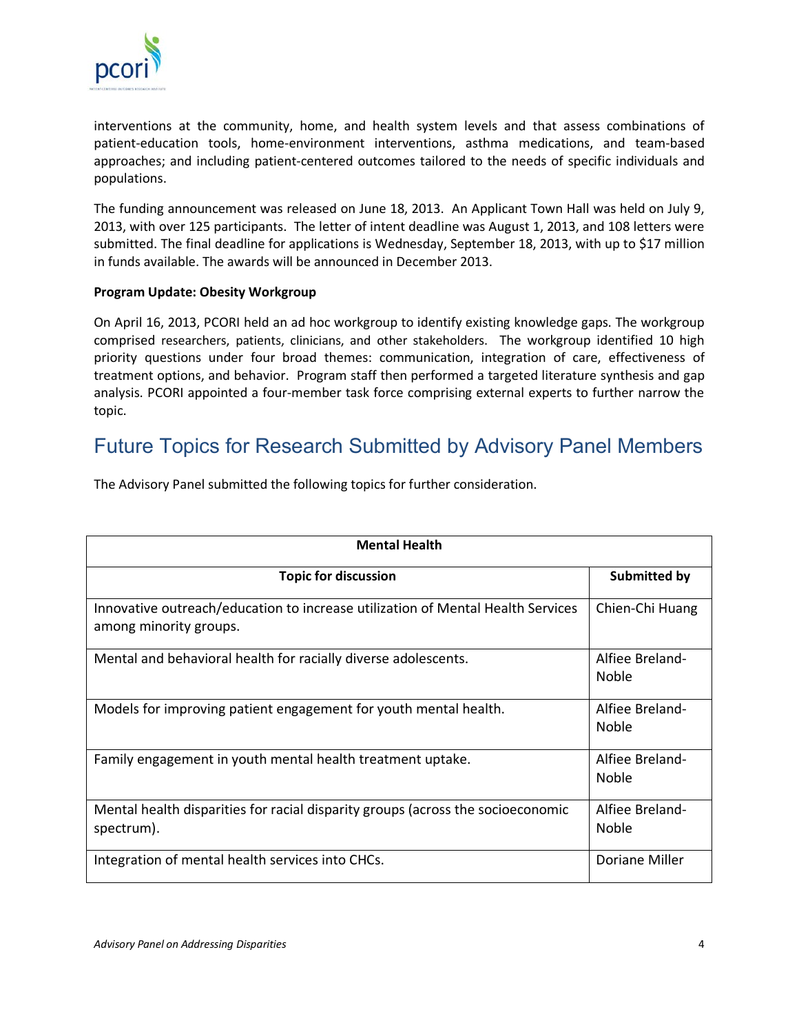interventions at the community, home, and health system levels and that assess combinations of patient-education tools, home-environment interventions, asthma medications, and team-based approaches; and including patient-centered outcomes tailored to the needs of specific individuals and populations.

The funding announcement was released on June 18, 2013. An Applicant Town Hall was held on July 9, 2013, with over 125 participants. The letter of intent deadline was August 1, 2013, and 108 letters were submitted. The final deadline for applications is Wednesday, September 18, 2013, with up to $17 million in funds available. The awards will be announced in December 2013.

**Program Update: Obesity Workgroup**

On April 16, 2013, PCORI held an ad hoc workgroup to identify existing knowledge gaps. The workgroup comprised researchers, patients, clinicians, and other stakeholders. The workgroup identified 10 high priority questions under four broad themes: communication, integration of care, effectiveness of treatment options, and behavior. Program staff then performed a targeted literature synthesis and gap analysis. PCORI appointed a four-member task force comprising external experts to further narrow the topic.

# Future Topics for Research Submitted by Advisory Panel Members

The Advisory Panel submitted the following topics for further consideration.

| **Mental Health** | |
|---|---|
| **Topic for discussion** | **Submitted by** |
| Innovative outreach/education to increase utilization of Mental Health Services among minority groups. | Chien-Chi Huang |
| Mental and behavioral health for racially diverse adolescents. | Alfiee Breland-Noble |
| Models for improving patient engagement for youth mental health. | Alfiee Breland-Noble |
| Family engagement in youth mental health treatment uptake. | Alfiee Breland-Noble |
| Mental health disparities for racial disparity groups (across the socioeconomic spectrum). | Alfiee Breland-Noble |
| Integration of mental health services into CHCs. | Doriane Miller |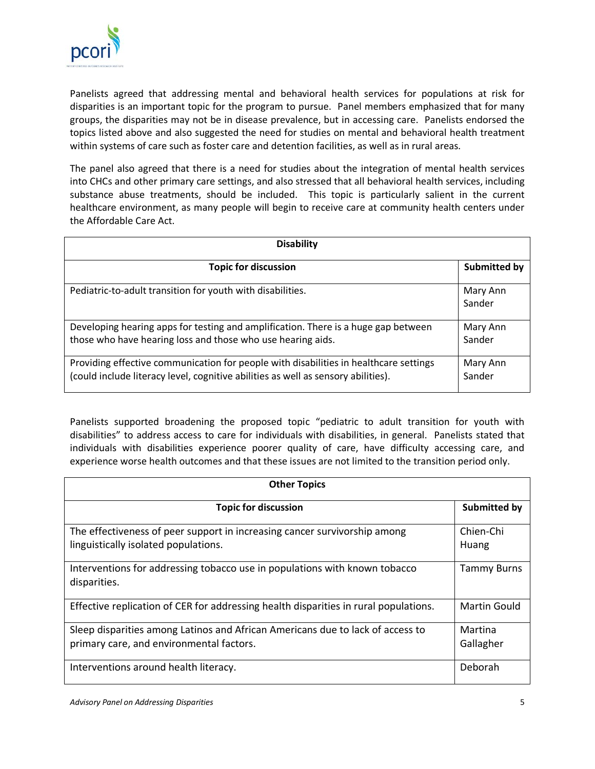Panelists agreed that addressing mental and behavioral health services for populations at risk for disparities is an important topic for the program to pursue. Panel members emphasized that for many groups, the disparities may not be in disease prevalence, but in accessing care. Panelists endorsed the topics listed above and also suggested the need for studies on mental and behavioral health treatment within systems of care such as foster care and detention facilities, as well as in rural areas.

The panel also agreed that there is a need for studies about the integration of mental health services into CHCs and other primary care settings, and also stressed that all behavioral health services, including substance abuse treatments, should be included. This topic is particularly salient in the current healthcare environment, as many people will begin to receive care at community health centers under the Affordable Care Act.

| **Disability** | |
|---|---|
| **Topic for discussion** | **Submitted by** |
| Pediatric-to-adult transition for youth with disabilities. | Mary Ann Sander |
| Developing hearing apps for testing and amplification. There is a huge gap between those who have hearing loss and those who use hearing aids. | Mary Ann Sander |
| Providing effective communication for people with disabilities in healthcare settings (could include literacy level, cognitive abilities as well as sensory abilities). | Mary Ann Sander |

Panelists supported broadening the proposed topic "pediatric to adult transition for youth with disabilities" to address access to care for individuals with disabilities, in general. Panelists stated that individuals with disabilities experience poorer quality of care, have difficulty accessing care, and experience worse health outcomes and that these issues are not limited to the transition period only.

| **Other Topics** | |
|---|---|
| **Topic for discussion** | **Submitted by** |
| The effectiveness of peer support in increasing cancer survivorship among linguistically isolated populations. | Chien-Chi Huang |
| Interventions for addressing tobacco use in populations with known tobacco disparities. | Tammy Burns |
| Effective replication of CER for addressing health disparities in rural populations. | Martin Gould |
| Sleep disparities among Latinos and African Americans due to lack of access to primary care, and environmental factors. | Martina Gallagher |
| Interventions around health literacy. | Deborah |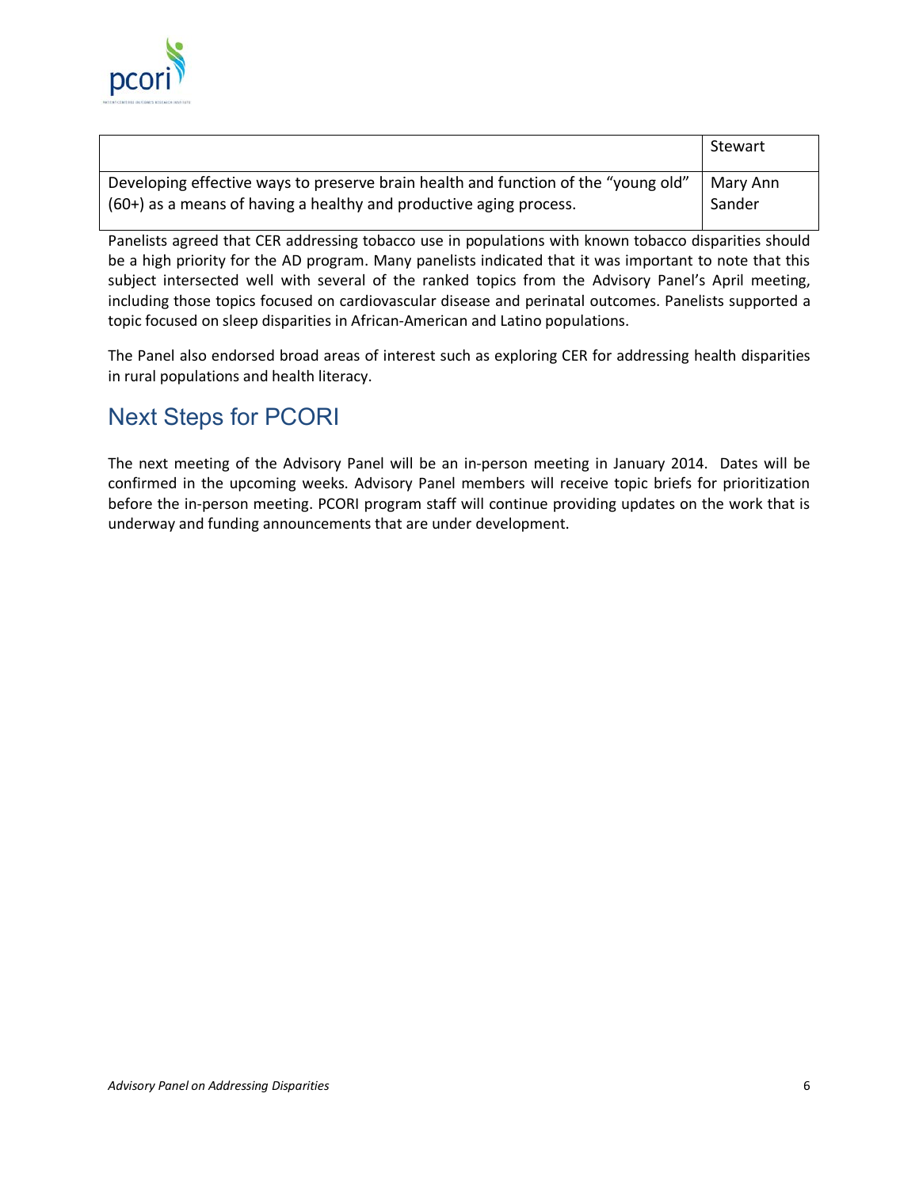| | |
|---|---|
| | Stewart |
| Developing effective ways to preserve brain health and function of the “young old” (60+) as a means of having a healthy and productive aging process. | Mary Ann Sander |

Panelists agreed that CER addressing tobacco use in populations with known tobacco disparities should be a high priority for the AD program. Many panelists indicated that it was important to note that this subject intersected well with several of the ranked topics from the Advisory Panel’s April meeting, including those topics focused on cardiovascular disease and perinatal outcomes. Panelists supported a topic focused on sleep disparities in African-American and Latino populations.

The Panel also endorsed broad areas of interest such as exploring CER for addressing health disparities in rural populations and health literacy.

## Next Steps for PCORI

The next meeting of the Advisory Panel will be an in-person meeting in January 2014. Dates will be confirmed in the upcoming weeks. Advisory Panel members will receive topic briefs for prioritization before the in-person meeting. PCORI program staff will continue providing updates on the work that is underway and funding announcements that are under development.